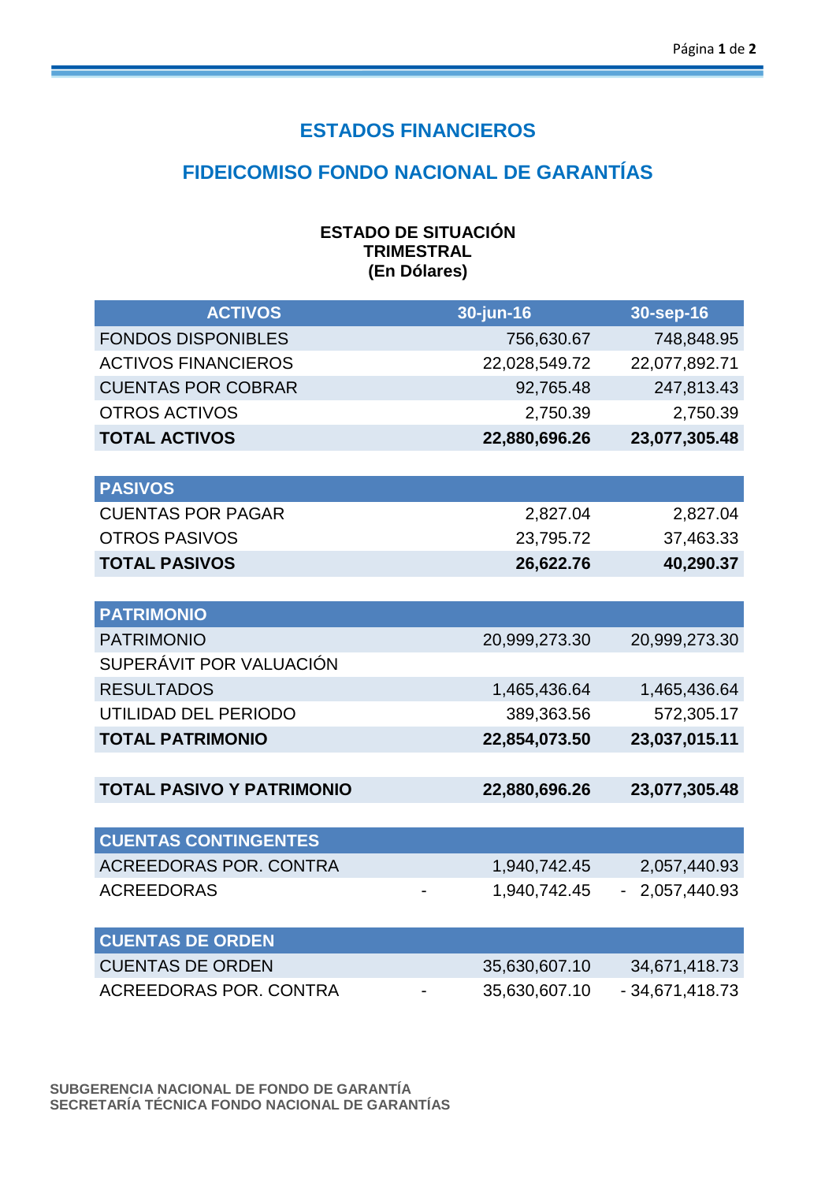# ESTADOS FINANCIEROS

## FIDEICOMISO FONDO NACIONAL DE GARANTÍAS

### ESTADO DE SITUACIÓN TRIMESTRAL (En Dólares)

| ACTIVOS | 30-jun-16 | 30-sep-16 |
|---|---:|---:|
| FONDOS DISPONIBLES | 756,630.67 | 748,848.95 |
| ACTIVOS FINANCIEROS | 22,028,549.72 | 22,077,892.71 |
| CUENTAS POR COBRAR | 92,765.48 | 247,813.43 |
| OTROS ACTIVOS | 2,750.39 | 2,750.39 |
| **TOTAL ACTIVOS** | **22,880,696.26** | **23,077,305.48** |
| | | |
| **PASIVOS** | | |
| CUENTAS POR PAGAR | 2,827.04 | 2,827.04 |
| OTROS PASIVOS | 23,795.72 | 37,463.33 |
| **TOTAL PASIVOS** | **26,622.76** | **40,290.37** |
| | | |
| **PATRIMONIO** | | |
| PATRIMONIO | 20,999,273.30 | 20,999,273.30 |
| SUPERÁVIT POR VALUACIÓN | | |
| RESULTADOS | 1,465,436.64 | 1,465,436.64 |
| UTILIDAD DEL PERIODO | 389,363.56 | 572,305.17 |
| **TOTAL PATRIMONIO** | **22,854,073.50** | **23,037,015.11** |
| | | |
| **TOTAL PASIVO Y PATRIMONIO** | **22,880,696.26** | **23,077,305.48** |
| | | |
| **CUENTAS CONTINGENTES** | | |
| ACREEDORAS POR. CONTRA | 1,940,742.45 | 2,057,440.93 |
| ACREEDORAS | - 1,940,742.45 | - 2,057,440.93 |
| | | |
| **CUENTAS DE ORDEN** | | |
| CUENTAS DE ORDEN | 35,630,607.10 | 34,671,418.73 |
| ACREEDORAS POR. CONTRA | - 35,630,607.10 | - 34,671,418.73 |

**SUBGERENCIA NACIONAL DE FONDO DE GARANTÍA**
**SECRETARÍA TÉCNICA FONDO NACIONAL DE GARANTÍAS**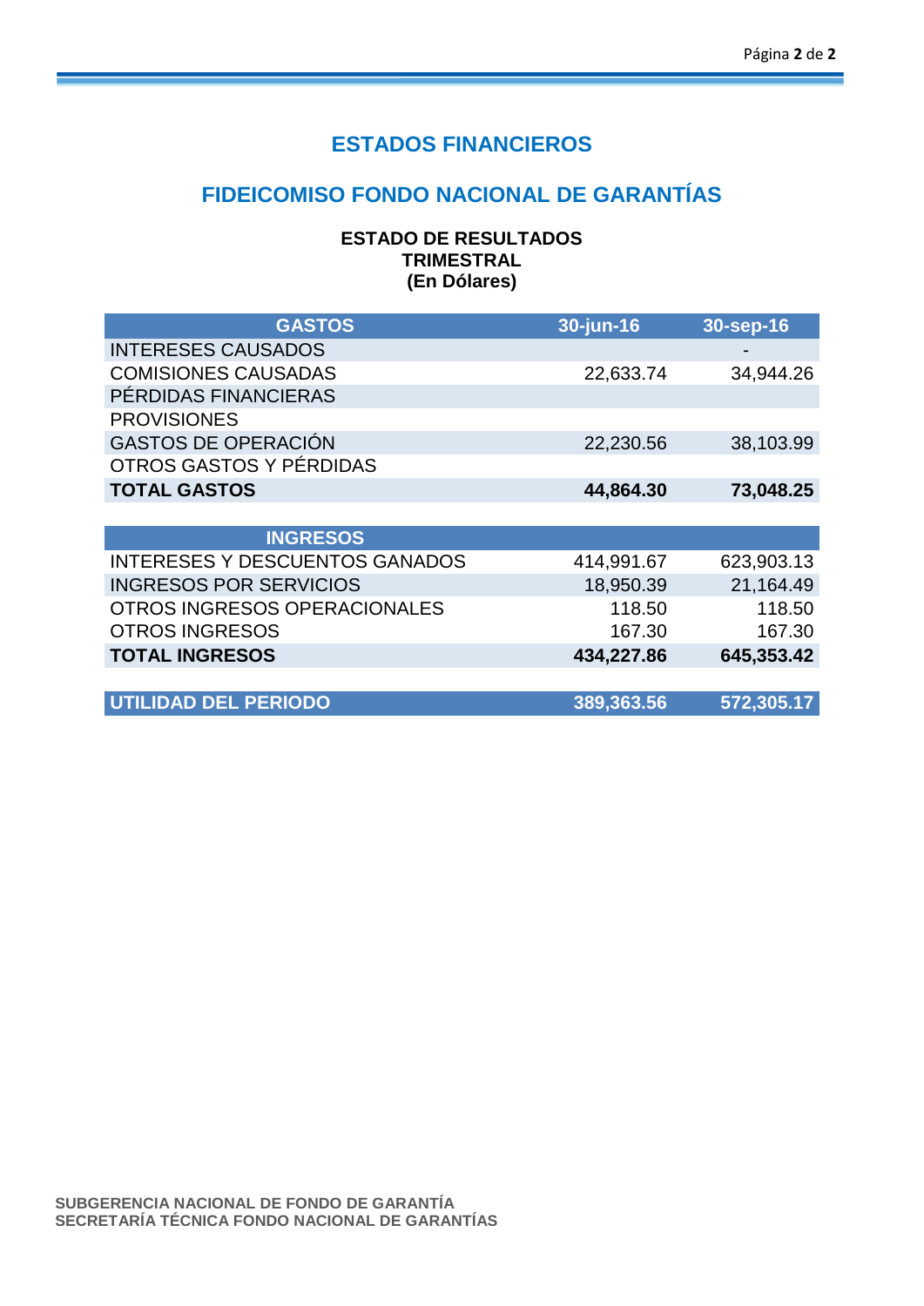# ESTADOS FINANCIEROS

## FIDEICOMISO FONDO NACIONAL DE GARANTÍAS

**ESTADO DE RESULTADOS**
**TRIMESTRAL**
**(En Dólares)**

| GASTOS | 30-jun-16 | 30-sep-16 |
|---|---|---|
| INTERESES CAUSADOS | | - |
| COMISIONES CAUSADAS | 22,633.74 | 34,944.26 |
| PÉRDIDAS FINANCIERAS | | |
| PROVISIONES | | |
| GASTOS DE OPERACIÓN | 22,230.56 | 38,103.99 |
| OTROS GASTOS Y PÉRDIDAS | | |
| **TOTAL GASTOS** | **44,864.30** | **73,048.25** |
| | | |
| **INGRESOS** | | |
| INTERESES Y DESCUENTOS GANADOS | 414,991.67 | 623,903.13 |
| INGRESOS POR SERVICIOS | 18,950.39 | 21,164.49 |
| OTROS INGRESOS OPERACIONALES | 118.50 | 118.50 |
| OTROS INGRESOS | 167.30 | 167.30 |
| **TOTAL INGRESOS** | **434,227.86** | **645,353.42** |
| | | |
| **UTILIDAD DEL PERIODO** | **389,363.56** | **572,305.17** |

SUBGERENCIA NACIONAL DE FONDO DE GARANTÍA
SECRETARÍA TÉCNICA FONDO NACIONAL DE GARANTÍAS